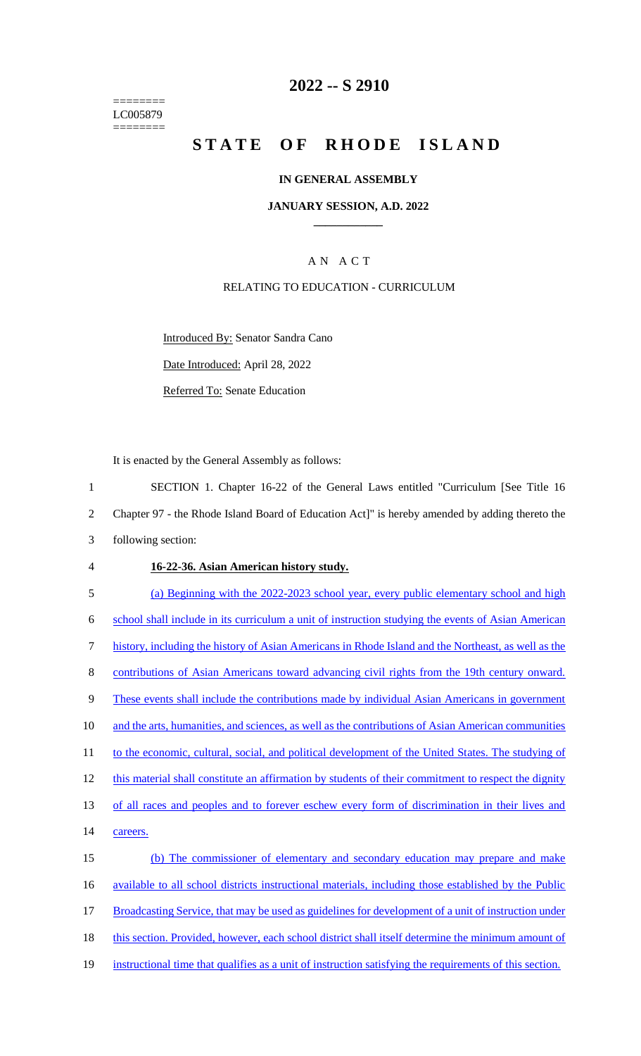========
LC005879
========

# 2022 -- S 2910

# STATE OF RHODE ISLAND

**IN GENERAL ASSEMBLY**

**JANUARY SESSION, A.D. 2022**

____________

A N A C T

RELATING TO EDUCATION - CURRICULUM

Introduced By: Senator Sandra Cano

Date Introduced: April 28, 2022

Referred To: Senate Education

It is enacted by the General Assembly as follows:

1 SECTION 1. Chapter 16-22 of the General Laws entitled "Curriculum [See Title 16
2 Chapter 97 - the Rhode Island Board of Education Act]" is hereby amended by adding thereto the
3 following section:

4 **16-22-36. Asian American history study.**

5 (a) Beginning with the 2022-2023 school year, every public elementary school and high
6 school shall include in its curriculum a unit of instruction studying the events of Asian American
7 history, including the history of Asian Americans in Rhode Island and the Northeast, as well as the
8 contributions of Asian Americans toward advancing civil rights from the 19th century onward.
9 These events shall include the contributions made by individual Asian Americans in government
10 and the arts, humanities, and sciences, as well as the contributions of Asian American communities
11 to the economic, cultural, social, and political development of the United States. The studying of
12 this material shall constitute an affirmation by students of their commitment to respect the dignity
13 of all races and peoples and to forever eschew every form of discrimination in their lives and
14 careers.

15 (b) The commissioner of elementary and secondary education may prepare and make
16 available to all school districts instructional materials, including those established by the Public
17 Broadcasting Service, that may be used as guidelines for development of a unit of instruction under
18 this section. Provided, however, each school district shall itself determine the minimum amount of
19 instructional time that qualifies as a unit of instruction satisfying the requirements of this section.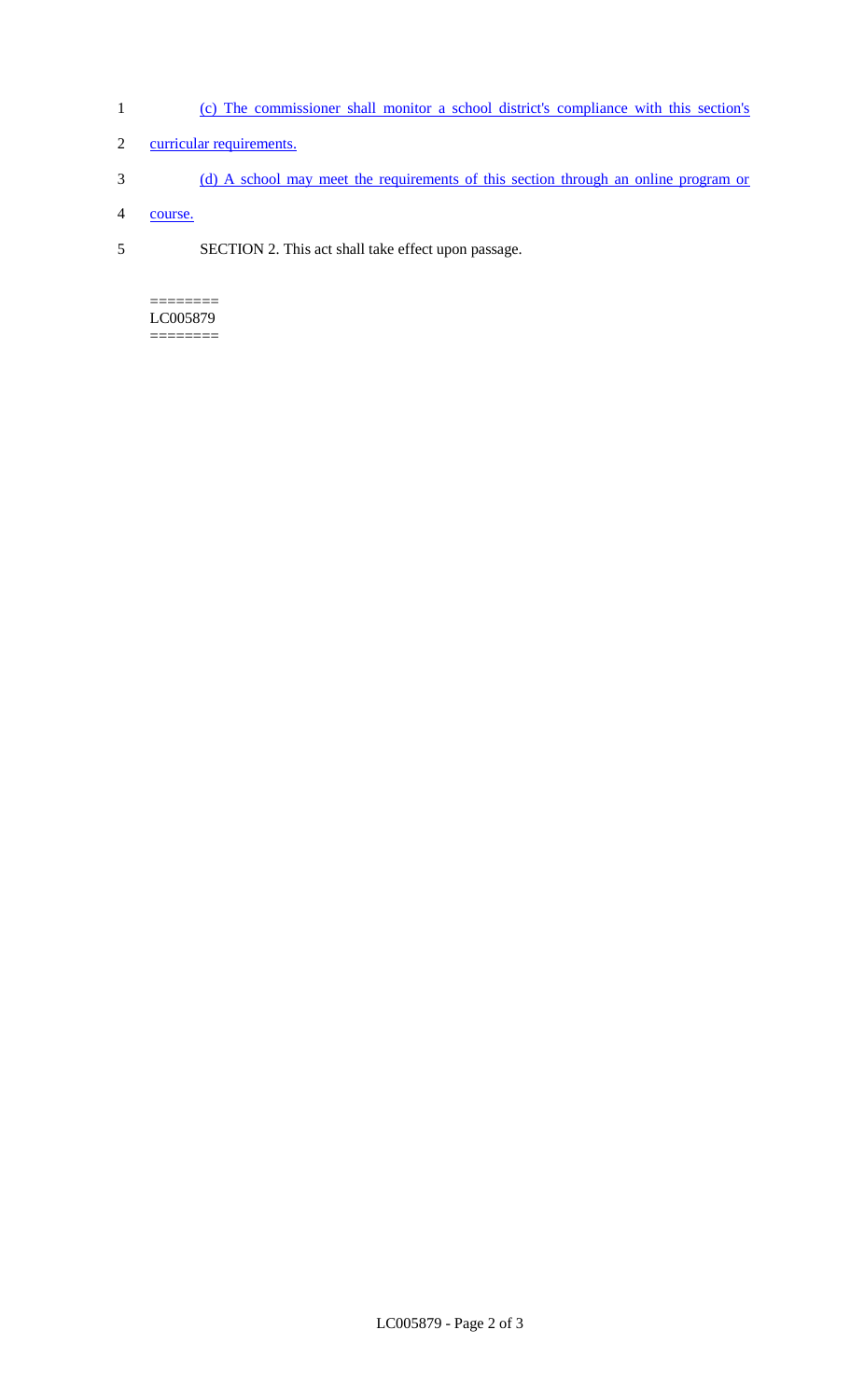(c) The commissioner shall monitor a school district's compliance with this section's curricular requirements.

(d) A school may meet the requirements of this section through an online program or course.

SECTION 2. This act shall take effect upon passage.

========
LC005879
========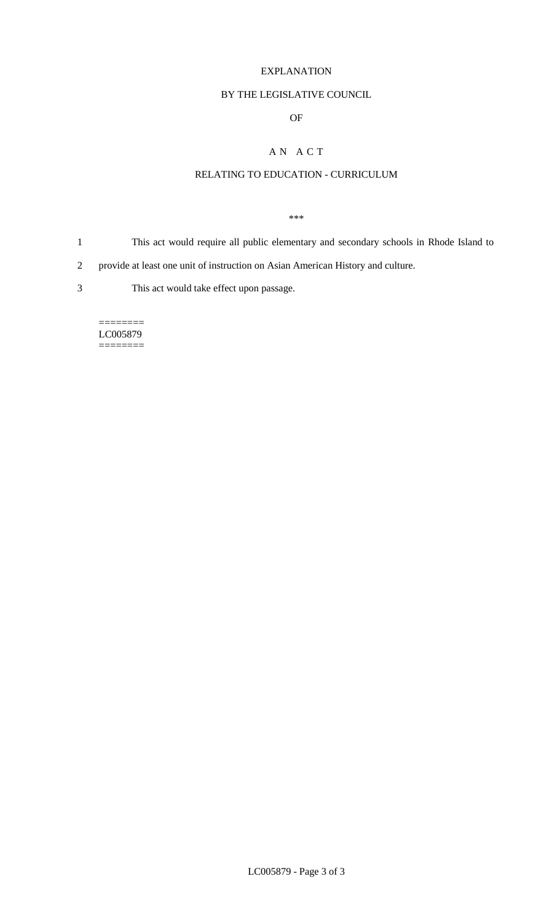EXPLANATION

BY THE LEGISLATIVE COUNCIL

OF

A N A C T

RELATING TO EDUCATION - CURRICULUM

\*\*\*

1 This act would require all public elementary and secondary schools in Rhode Island to

2 provide at least one unit of instruction on Asian American History and culture.

3 This act would take effect upon passage.

========
LC005879
========